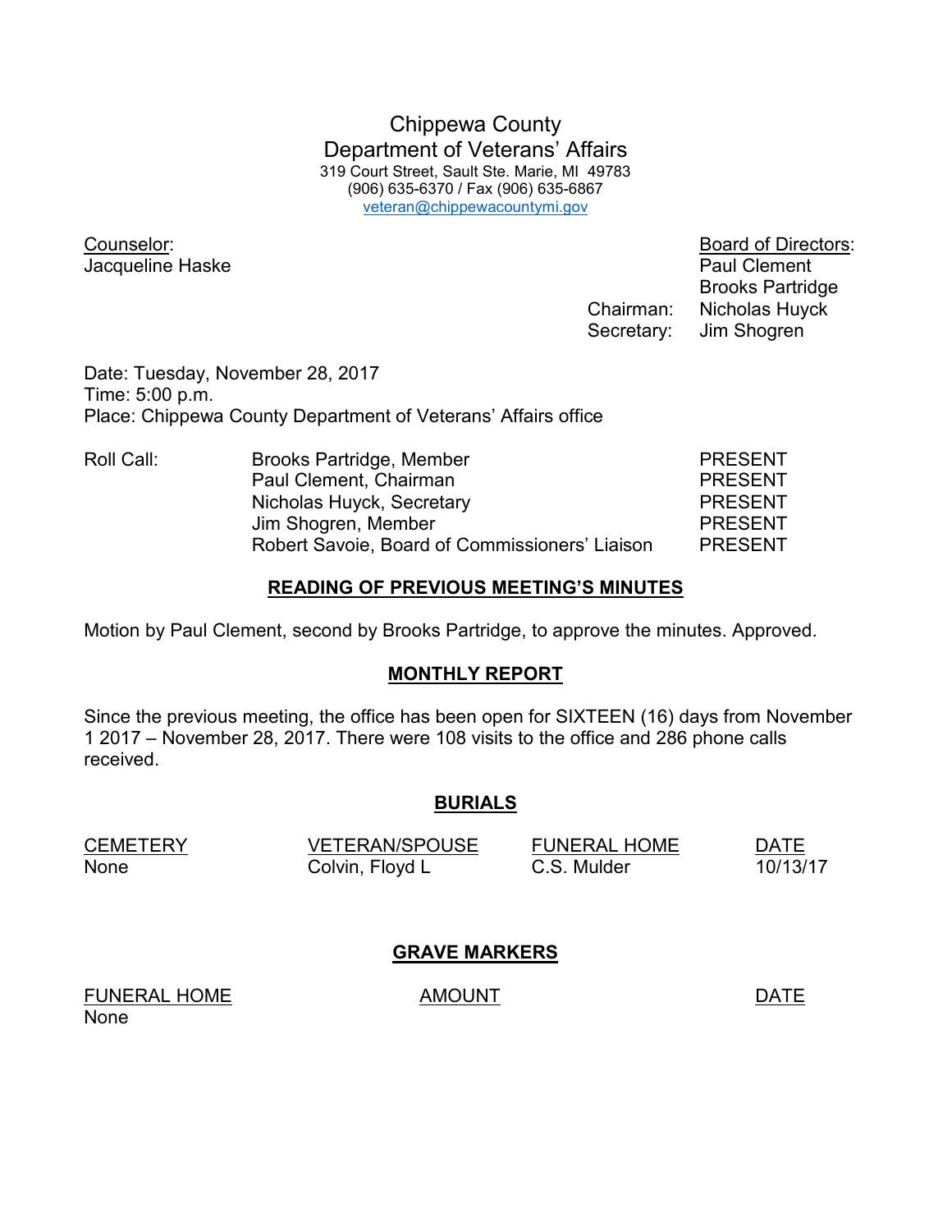# Chippewa County
## Department of Veterans' Affairs

319 Court Street, Sault Ste. Marie, MI 49783
(906) 635-6370 / Fax (906) 635-6867
veteran@chippewacountymi.gov

**Counselor:**
Jacqueline Haske

**Board of Directors:**
Paul Clement
Brooks Partridge
Chairman: Nicholas Huyck
Secretary: Jim Shogren

Date: Tuesday, November 28, 2017
Time: 5:00 p.m.
Place: Chippewa County Department of Veterans' Affairs office

| Roll Call: | | |
|---|---|---|
| | Brooks Partridge, Member | PRESENT |
| | Paul Clement, Chairman | PRESENT |
| | Nicholas Huyck, Secretary | PRESENT |
| | Jim Shogren, Member | PRESENT |
| | Robert Savoie, Board of Commissioners' Liaison | PRESENT |

## READING OF PREVIOUS MEETING'S MINUTES

Motion by Paul Clement, second by Brooks Partridge, to approve the minutes. Approved.

## MONTHLY REPORT

Since the previous meeting, the office has been open for SIXTEEN (16) days from November 1 2017 – November 28, 2017. There were 108 visits to the office and 286 phone calls received.

## BURIALS

| CEMETERY | VETERAN/SPOUSE | FUNERAL HOME | DATE |
|---|---|---|---|
| None | Colvin, Floyd L | C.S. Mulder | 10/13/17 |

## GRAVE MARKERS

| FUNERAL HOME | AMOUNT | DATE |
|---|---|---|
| None | | |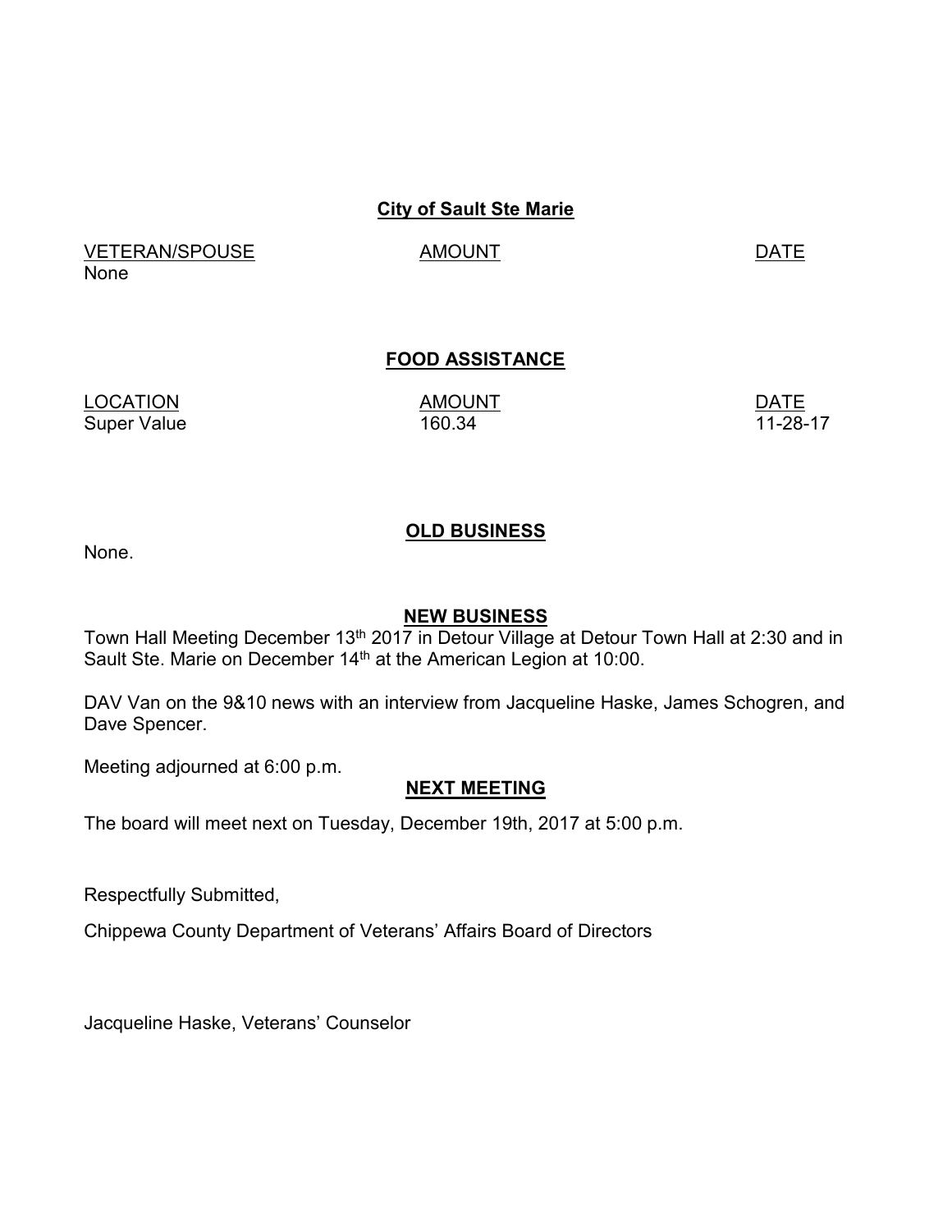**City of Sault Ste Marie**

| VETERAN/SPOUSE | AMOUNT | DATE |
|---|---|---|
| None | | |

**FOOD ASSISTANCE**

| LOCATION | AMOUNT | DATE |
|---|---|---|
| Super Value | 160.34 | 11-28-17 |

**OLD BUSINESS**

None.

**NEW BUSINESS**

Town Hall Meeting December 13th 2017 in Detour Village at Detour Town Hall at 2:30 and in Sault Ste. Marie on December 14th at the American Legion at 10:00.

DAV Van on the 9&10 news with an interview from Jacqueline Haske, James Schogren, and Dave Spencer.

Meeting adjourned at 6:00 p.m.

**NEXT MEETING**

The board will meet next on Tuesday, December 19th, 2017 at 5:00 p.m.

Respectfully Submitted,

Chippewa County Department of Veterans' Affairs Board of Directors

Jacqueline Haske, Veterans' Counselor